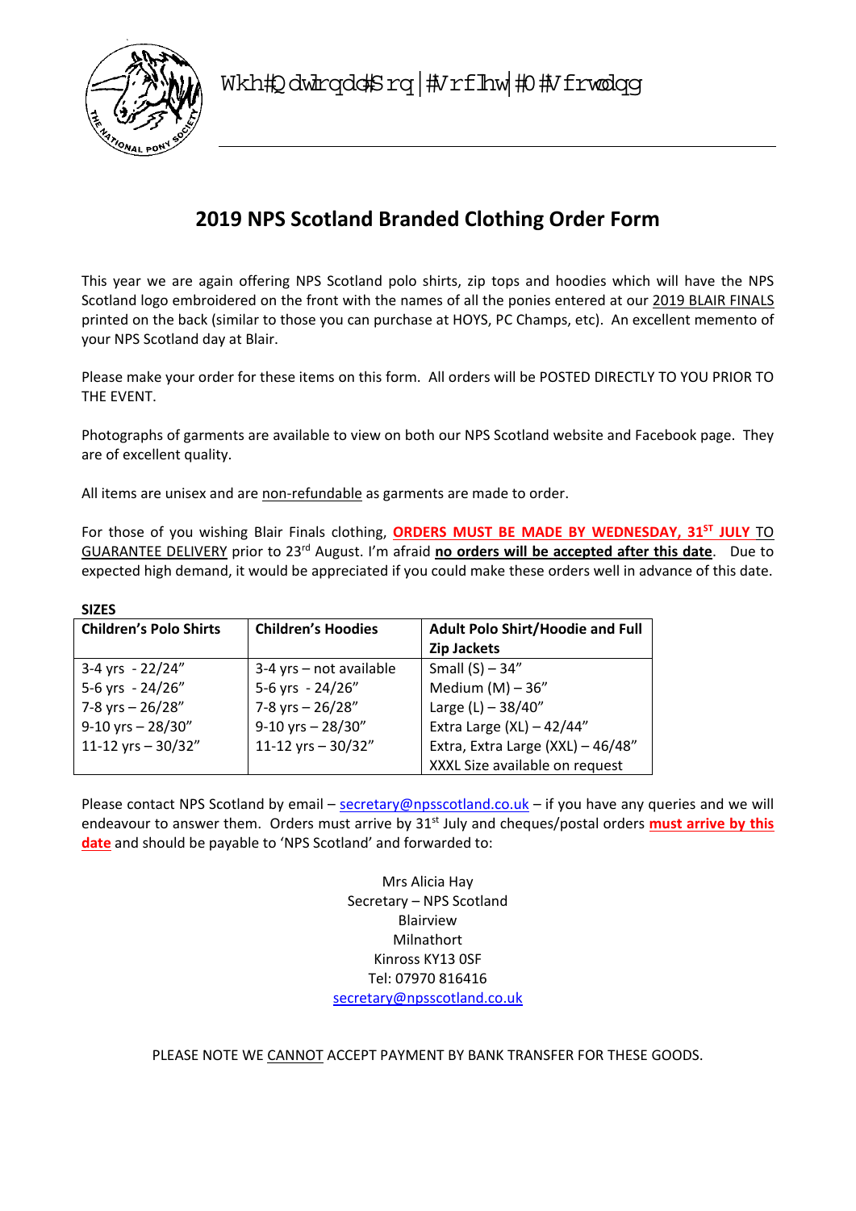Wkh#Qdwlrqdo#Srq|#Vrflhw|#0#Vfrwodqg

# 2019 NPS Scotland Branded Clothing Order Form

This year we are again offering NPS Scotland polo shirts, zip tops and hoodies which will have the NPS Scotland logo embroidered on the front with the names of all the ponies entered at our 2019 BLAIR FINALS printed on the back (similar to those you can purchase at HOYS, PC Champs, etc). An excellent memento of your NPS Scotland day at Blair.

Please make your order for these items on this form. All orders will be POSTED DIRECTLY TO YOU PRIOR TO THE EVENT.

Photographs of garments are available to view on both our NPS Scotland website and Facebook page. They are of excellent quality.

All items are unisex and are non-refundable as garments are made to order.

For those of you wishing Blair Finals clothing, **ORDERS MUST BE MADE BY WEDNESDAY, 31ST JULY** TO GUARANTEE DELIVERY prior to 23rd August. I'm afraid **no orders will be accepted after this date**. Due to expected high demand, it would be appreciated if you could make these orders well in advance of this date.

**SIZES**

| Children's Polo Shirts | Children's Hoodies | Adult Polo Shirt/Hoodie and Full Zip Jackets |
|---|---|---|
| 3-4 yrs - 22/24" | 3-4 yrs – not available | Small (S) – 34" |
| 5-6 yrs - 24/26" | 5-6 yrs - 24/26" | Medium (M) – 36" |
| 7-8 yrs – 26/28" | 7-8 yrs – 26/28" | Large (L) – 38/40" |
| 9-10 yrs – 28/30" | 9-10 yrs – 28/30" | Extra Large (XL) – 42/44" |
| 11-12 yrs – 30/32" | 11-12 yrs – 30/32" | Extra, Extra Large (XXL) – 46/48" |
| | | XXXL Size available on request |

Please contact NPS Scotland by email – secretary@npsscotland.co.uk – if you have any queries and we will endeavour to answer them. Orders must arrive by 31st July and cheques/postal orders **must arrive by this date** and should be payable to 'NPS Scotland' and forwarded to:

Mrs Alicia Hay
Secretary – NPS Scotland
Blairview
Milnathort
Kinross KY13 0SF
Tel: 07970 816416
secretary@npsscotland.co.uk

PLEASE NOTE WE CANNOT ACCEPT PAYMENT BY BANK TRANSFER FOR THESE GOODS.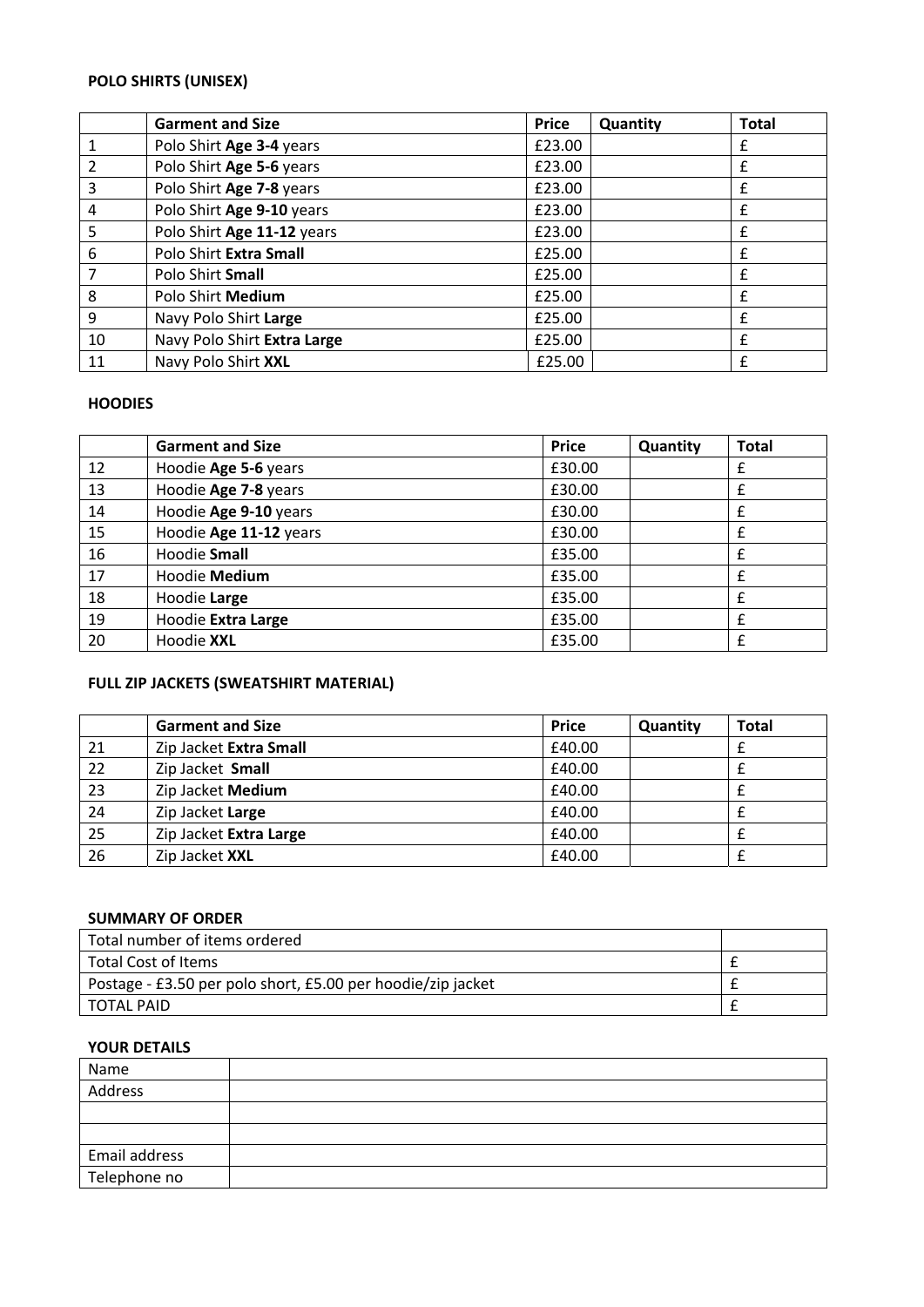**POLO SHIRTS (UNISEX)**

| | Garment and Size | Price | Quantity | Total |
|---|---|---|---|---|
| 1 | Polo Shirt **Age 3-4** years | £23.00 | | £ |
| 2 | Polo Shirt **Age 5-6** years | £23.00 | | £ |
| 3 | Polo Shirt **Age 7-8** years | £23.00 | | £ |
| 4 | Polo Shirt **Age 9-10** years | £23.00 | | £ |
| 5 | Polo Shirt **Age 11-12** years | £23.00 | | £ |
| 6 | Polo Shirt **Extra Small** | £25.00 | | £ |
| 7 | Polo Shirt **Small** | £25.00 | | £ |
| 8 | Polo Shirt **Medium** | £25.00 | | £ |
| 9 | Navy Polo Shirt **Large** | £25.00 | | £ |
| 10 | Navy Polo Shirt **Extra Large** | £25.00 | | £ |
| 11 | Navy Polo Shirt **XXL** | £25.00 | | £ |

**HOODIES**

| | Garment and Size | Price | Quantity | Total |
|---|---|---|---|---|
| 12 | Hoodie **Age 5-6** years | £30.00 | | £ |
| 13 | Hoodie **Age 7-8** years | £30.00 | | £ |
| 14 | Hoodie **Age 9-10** years | £30.00 | | £ |
| 15 | Hoodie **Age 11-12** years | £30.00 | | £ |
| 16 | Hoodie **Small** | £35.00 | | £ |
| 17 | Hoodie **Medium** | £35.00 | | £ |
| 18 | Hoodie **Large** | £35.00 | | £ |
| 19 | Hoodie **Extra Large** | £35.00 | | £ |
| 20 | Hoodie **XXL** | £35.00 | | £ |

**FULL ZIP JACKETS (SWEATSHIRT MATERIAL)**

| | Garment and Size | Price | Quantity | Total |
|---|---|---|---|---|
| 21 | Zip Jacket **Extra Small** | £40.00 | | £ |
| 22 | Zip Jacket **Small** | £40.00 | | £ |
| 23 | Zip Jacket **Medium** | £40.00 | | £ |
| 24 | Zip Jacket **Large** | £40.00 | | £ |
| 25 | Zip Jacket **Extra Large** | £40.00 | | £ |
| 26 | Zip Jacket **XXL** | £40.00 | | £ |

**SUMMARY OF ORDER**

| | |
|---|---|
| Total number of items ordered | |
| Total Cost of Items | £ |
| Postage - £3.50 per polo short, £5.00 per hoodie/zip jacket | £ |
| TOTAL PAID | £ |

**YOUR DETAILS**

| | |
|---|---|
| Name | |
| Address | |
| | |
| | |
| Email address | |
| Telephone no | |